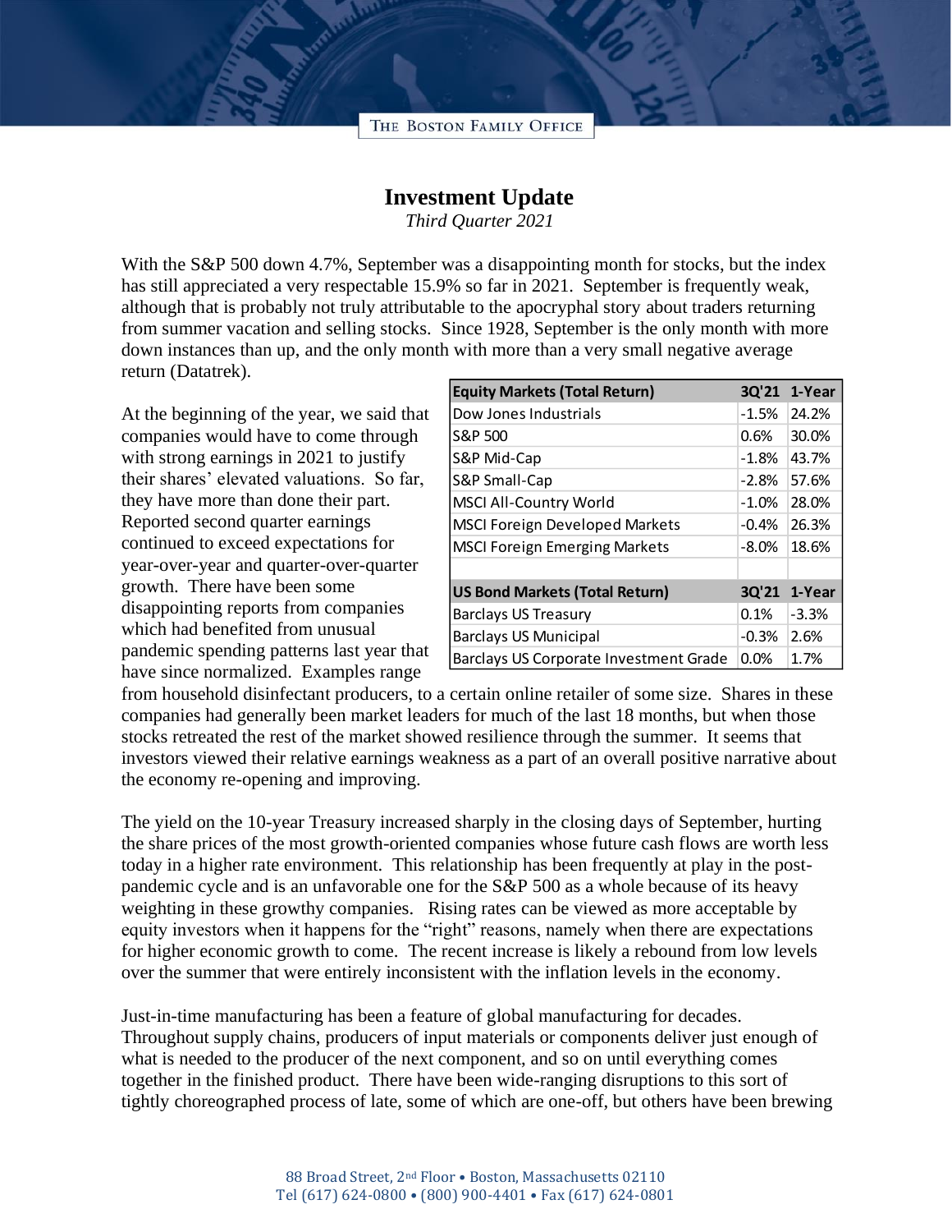THE BOSTON FAMILY OFFICE

# Investment Update

*Third Quarter 2021*

With the S&P 500 down 4.7%, September was a disappointing month for stocks, but the index has still appreciated a very respectable 15.9% so far in 2021. September is frequently weak, although that is probably not truly attributable to the apocryphal story about traders returning from summer vacation and selling stocks. Since 1928, September is the only month with more down instances than up, and the only month with more than a very small negative average return (Datatrek).

| Equity Markets (Total Return) | 3Q'21 | 1-Year |
|---|---|---|
| Dow Jones Industrials | -1.5% | 24.2% |
| S&P 500 | 0.6% | 30.0% |
| S&P Mid-Cap | -1.8% | 43.7% |
| S&P Small-Cap | -2.8% | 57.6% |
| MSCI All-Country World | -1.0% | 28.0% |
| MSCI Foreign Developed Markets | -0.4% | 26.3% |
| MSCI Foreign Emerging Markets | -8.0% | 18.6% |
| | | |
| **US Bond Markets (Total Return)** | **3Q'21** | **1-Year** |
| Barclays US Treasury | 0.1% | -3.3% |
| Barclays US Municipal | -0.3% | 2.6% |
| Barclays US Corporate Investment Grade | 0.0% | 1.7% |

At the beginning of the year, we said that companies would have to come through with strong earnings in 2021 to justify their shares' elevated valuations. So far, they have more than done their part. Reported second quarter earnings continued to exceed expectations for year-over-year and quarter-over-quarter growth. There have been some disappointing reports from companies which had benefited from unusual pandemic spending patterns last year that have since normalized. Examples range from household disinfectant producers, to a certain online retailer of some size. Shares in these companies had generally been market leaders for much of the last 18 months, but when those stocks retreated the rest of the market showed resilience through the summer. It seems that investors viewed their relative earnings weakness as a part of an overall positive narrative about the economy re-opening and improving.

The yield on the 10-year Treasury increased sharply in the closing days of September, hurting the share prices of the most growth-oriented companies whose future cash flows are worth less today in a higher rate environment. This relationship has been frequently at play in the post-pandemic cycle and is an unfavorable one for the S&P 500 as a whole because of its heavy weighting in these growthy companies. Rising rates can be viewed as more acceptable by equity investors when it happens for the "right" reasons, namely when there are expectations for higher economic growth to come. The recent increase is likely a rebound from low levels over the summer that were entirely inconsistent with the inflation levels in the economy.

Just-in-time manufacturing has been a feature of global manufacturing for decades. Throughout supply chains, producers of input materials or components deliver just enough of what is needed to the producer of the next component, and so on until everything comes together in the finished product. There have been wide-ranging disruptions to this sort of tightly choreographed process of late, some of which are one-off, but others have been brewing

88 Broad Street, 2nd Floor • Boston, Massachusetts 02110
Tel (617) 624-0800 • (800) 900-4401 • Fax (617) 624-0801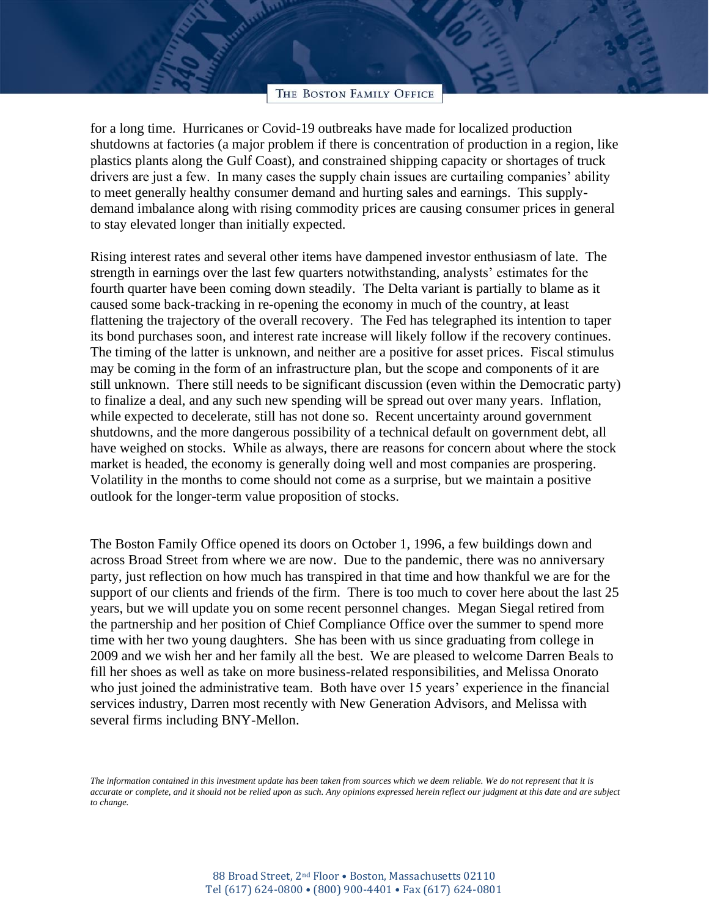for a long time. Hurricanes or Covid-19 outbreaks have made for localized production shutdowns at factories (a major problem if there is concentration of production in a region, like plastics plants along the Gulf Coast), and constrained shipping capacity or shortages of truck drivers are just a few. In many cases the supply chain issues are curtailing companies' ability to meet generally healthy consumer demand and hurting sales and earnings. This supply-demand imbalance along with rising commodity prices are causing consumer prices in general to stay elevated longer than initially expected.

Rising interest rates and several other items have dampened investor enthusiasm of late. The strength in earnings over the last few quarters notwithstanding, analysts' estimates for the fourth quarter have been coming down steadily. The Delta variant is partially to blame as it caused some back-tracking in re-opening the economy in much of the country, at least flattening the trajectory of the overall recovery. The Fed has telegraphed its intention to taper its bond purchases soon, and interest rate increase will likely follow if the recovery continues. The timing of the latter is unknown, and neither are a positive for asset prices. Fiscal stimulus may be coming in the form of an infrastructure plan, but the scope and components of it are still unknown. There still needs to be significant discussion (even within the Democratic party) to finalize a deal, and any such new spending will be spread out over many years. Inflation, while expected to decelerate, still has not done so. Recent uncertainty around government shutdowns, and the more dangerous possibility of a technical default on government debt, all have weighed on stocks. While as always, there are reasons for concern about where the stock market is headed, the economy is generally doing well and most companies are prospering. Volatility in the months to come should not come as a surprise, but we maintain a positive outlook for the longer-term value proposition of stocks.

The Boston Family Office opened its doors on October 1, 1996, a few buildings down and across Broad Street from where we are now. Due to the pandemic, there was no anniversary party, just reflection on how much has transpired in that time and how thankful we are for the support of our clients and friends of the firm. There is too much to cover here about the last 25 years, but we will update you on some recent personnel changes. Megan Siegal retired from the partnership and her position of Chief Compliance Office over the summer to spend more time with her two young daughters. She has been with us since graduating from college in 2009 and we wish her and her family all the best. We are pleased to welcome Darren Beals to fill her shoes as well as take on more business-related responsibilities, and Melissa Onorato who just joined the administrative team. Both have over 15 years' experience in the financial services industry, Darren most recently with New Generation Advisors, and Melissa with several firms including BNY-Mellon.

*The information contained in this investment update has been taken from sources which we deem reliable. We do not represent that it is accurate or complete, and it should not be relied upon as such. Any opinions expressed herein reflect our judgment at this date and are subject to change.*